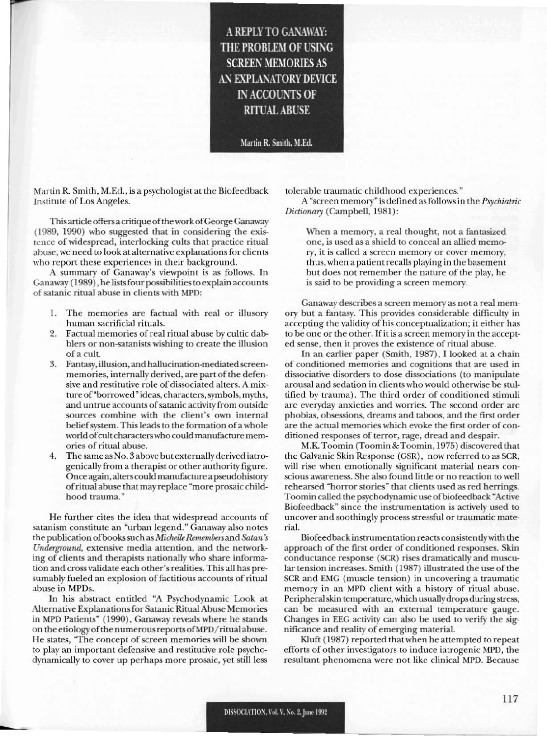# A REPLY TO GANAWAY: THE PROBLEM OF USING SCREEN MEMORIES AS AN EXPLANATORY DEVICE IN ACCOUNTS OF RITUAL ABUSE

Martin R. Smith, M.Ed.

Martin R. Smith, M.Ed., is a psychologist at the Biofeedback Institute of Los Angeles.

This article offers a critique of the work of George Ganaway (1989, 1990) who suggested that in considering the existence of widespread, interlocking cults that practice ritual abuse, we need to look at alternative explanations for clients who report these experiences in their background.

A summary of Ganaway's viewpoint is as follows. In Ganaway (1989), he lists four possibilities to explain accounts of satanic ritual abuse in clients with MPD:

1. The memories are factual with real or illusory human sacrificial rituals.
2. Factual memories of real ritual abuse by cultic dabblers or non-satanists wishing to create the illusion of a cult.
3. Fantasy, illusion, and hallucination-mediated screen-memories, internally derived, are part of the defensive and restitutive role of dissociated alters. A mixture of "borrowed" ideas, characters, symbols, myths, and untrue accounts of satanic activity from outside sources combine with the client's own internal belief system. This leads to the formation of a whole world of cult characters who could manufacture memories of ritual abuse.
4. The same as No. 3 above but externally derived iatrogenically from a therapist or other authority figure. Once again, alters could manufacture a pseudohistory of ritual abuse that may replace "more prosaic childhood trauma."

He further cites the idea that widespread accounts of satanism constitute an "urban legend." Ganaway also notes the publication of books such as *Michelle Remembers* and *Satan's Underground*, extensive media attention, and the networking of clients and therapists nationally who share information and cross validate each other's realities. This all has presumably fueled an explosion of factitious accounts of ritual abuse in MPDs.

In his abstract entitled "A Psychodynamic Look at Alternative Explanations for Satanic Ritual Abuse Memories in MPD Patients" (1990), Ganaway reveals where he stands on the etiology of the numerous reports of MPD/ritual abuse. He states, "The concept of screen memories will be shown to play an important defensive and restitutive role psychodynamically to cover up perhaps more prosaic, yet still less tolerable traumatic childhood experiences."

A "screen memory" is defined as follows in the *Psychiatric Dictionary* (Campbell, 1981):

> When a memory, a real thought, not a fantasized one, is used as a shield to conceal an allied memory, it is called a screen memory or cover memory, thus, when a patient recalls playing in the basement but does not remember the nature of the play, he is said to be providing a screen memory.

Ganaway describes a screen memory as not a real memory but a fantasy. This provides considerable difficulty in accepting the validity of his conceptualization; it either has to be one or the other. If it is a screen memory in the accepted sense, then it proves the existence of ritual abuse.

In an earlier paper (Smith, 1987), I looked at a chain of conditioned memories and cognitions that are used in dissociative disorders to dose dissociations (to manipulate arousal and sedation in clients who would otherwise be stultified by trauma). The third order of conditioned stimuli are everyday anxieties and worries. The second order are phobias, obsessions, dreams and taboos, and the first order are the actual memories which evoke the first order of conditioned responses of terror, rage, dread and despair.

M.K. Toomin (Toomin & Toomin, 1975) discovered that the Galvanic Skin Response (GSR), now referred to as SCR, will rise when emotionally significant material nears conscious awareness. She also found little or no reaction to well rehearsed "horror stories" that clients used as red herrings. Toomin called the psychodynamic use of biofeedback "Active Biofeedback" since the instrumentation is actively used to uncover and soothingly process stressful or traumatic material.

Biofeedback instrumentation reacts consistently with the approach of the first order of conditioned responses. Skin conductance response (SCR) rises dramatically and muscular tension increases. Smith (1987) illustrated the use of the SCR and EMG (muscle tension) in uncovering a traumatic memory in an MPD client with a history of ritual abuse. Peripheral skin temperature, which usually drops during stress, can be measured with an external temperature gauge. Changes in EEG activity can also be used to verify the significance and reality of emerging material.

Kluft (1987) reported that when he attempted to repeat efforts of other investigators to induce iatrogenic MPD, the resultant phenomena were not like clinical MPD. Because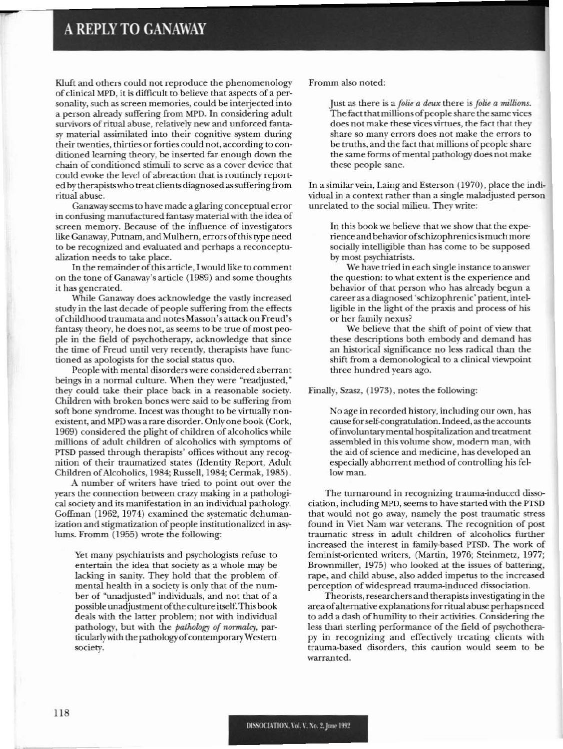Kluft and others could not reproduce the phenomenology of clinical MPD, it is difficult to believe that aspects of a personality, such as screen memories, could be interjected into a person already suffering from MPD. In considering adult survivors of ritual abuse, relatively new and unforced fantasy material assimilated into their cognitive system during their twenties, thirties or forties could not, according to conditioned learning theory, be inserted far enough down the chain of conditioned stimuli to serve as a cover device that could evoke the level of abreaction that is routinely reported by therapists who treat clients diagnosed as suffering from ritual abuse.

Ganaway seems to have made a glaring conceptual error in confusing manufactured fantasy material with the idea of screen memory. Because of the influence of investigators like Ganaway, Putnam, and Mulhern, errors of this type need to be recognized and evaluated and perhaps a reconceptualization needs to take place.

In the remainder of this article, I would like to comment on the tone of Ganaway's article (1989) and some thoughts it has generated.

While Ganaway does acknowledge the vastly increased study in the last decade of people suffering from the effects of childhood traumata and notes Masson's attack on Freud's fantasy theory, he does not, as seems to be true of most people in the field of psychotherapy, acknowledge that since the time of Freud until very recently, therapists have functioned as apologists for the social status quo.

People with mental disorders were considered aberrant beings in a normal culture. When they were "readjusted," they could take their place back in a reasonable society. Children with broken bones were said to be suffering from soft bone syndrome. Incest was thought to be virtually nonexistent, and MPD was a rare disorder. Only one book (Cork, 1969) considered the plight of children of alcoholics while millions of adult children of alcoholics with symptoms of PTSD passed through therapists' offices without any recognition of their traumatized states (Identity Report, Adult Children of Alcoholics, 1984; Russell, 1984; Cermak, 1985).

A number of writers have tried to point out over the years the connection between crazy making in a pathological society and its manifestation in an individual pathology. Goffman (1962, 1974) examined the systematic dehumanization and stigmatization of people institutionalized in asylums. Fromm (1955) wrote the following:

> Yet many psychiatrists and psychologists refuse to entertain the idea that society as a whole may be lacking in sanity. They hold that the problem of mental health in a society is only that of the number of "unadjusted" individuals, and not that of a possible unadjustment of the culture itself. This book deals with the latter problem; not with individual pathology, but with the *pathology of normalcy*, particularly with the pathology of contemporary Western society.

Fromm also noted:

> Just as there is a *folie a deux* there is *folie a millions*. The fact that millions of people share the same vices does not make these vices virtues, the fact that they share so many errors does not make the errors to be truths, and the fact that millions of people share the same forms of mental pathology does not make these people sane.

In a similar vein, Laing and Esterson (1970), place the individual in a context rather than a single maladjusted person unrelated to the social milieu. They write:

> In this book we believe that we show that the experience and behavior of schizophrenics is much more socially intelligible than has come to be supposed by most psychiatrists.
>
> We have tried in each single instance to answer the question: to what extent is the experience and behavior of that person who has already begun a career as a diagnosed 'schizophrenic' patient, intelligible in the light of the praxis and process of his or her family nexus?
>
> We believe that the shift of point of view that these descriptions both embody and demand has an historical significance no less radical than the shift from a demonological to a clinical viewpoint three hundred years ago.

Finally, Szasz, (1973), notes the following:

> No age in recorded history, including our own, has cause for self-congratulation. Indeed, as the accounts of involuntary mental hospitalization and treatment assembled in this volume show, modern man, with the aid of science and medicine, has developed an especially abhorrent method of controlling his fellow man.

The turnaround in recognizing trauma-induced dissociation, including MPD, seems to have started with the PTSD that would not go away, namely the post traumatic stress found in Viet Nam war veterans. The recognition of post traumatic stress in adult children of alcoholics further increased the interest in family-based PTSD. The work of feminist-oriented writers, (Martin, 1976; Steinmetz, 1977; Brownmiller, 1975) who looked at the issues of battering, rape, and child abuse, also added impetus to the increased perception of widespread trauma-induced dissociation.

Theorists, researchers and therapists investigating in the area of alternative explanations for ritual abuse perhaps need to add a dash of humility to their activities. Considering the less than sterling performance of the field of psychotherapy in recognizing and effectively treating clients with trauma-based disorders, this caution would seem to be warranted.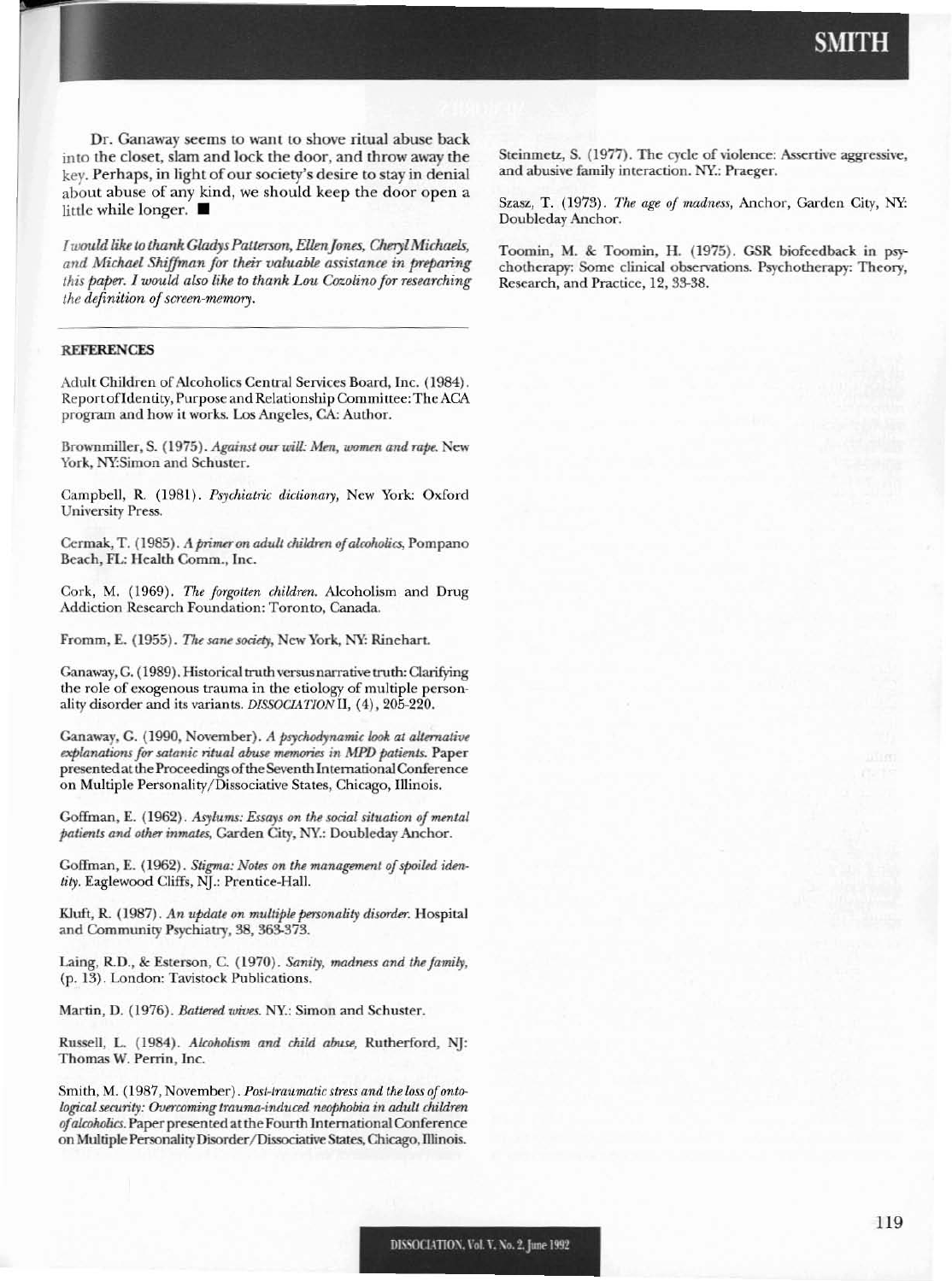Dr. Ganaway seems to want to shove ritual abuse back into the closet, slam and lock the door, and throw away the key. Perhaps, in light of our society's desire to stay in denial about abuse of any kind, we should keep the door open a little while longer. ■

*I would like to thank Gladys Patterson, Ellen Jones, Cheryl Michaels, and Michael Shiffman for their valuable assistance in preparing this paper. I would also like to thank Lou Cozolino for researching the definition of screen-memory.*

## REFERENCES

Adult Children of Alcoholics Central Services Board, Inc. (1984). Report of Identity, Purpose and Relationship Committee: The ACA program and how it works. Los Angeles, CA: Author.

Brownmiller, S. (1975). *Against our will: Men, women and rape.* New York, NY:Simon and Schuster.

Campbell, R. (1981). *Psychiatric dictionary,* New York: Oxford University Press.

Cermak, T. (1985). *A primer on adult children of alcoholics,* Pompano Beach, FL: Health Comm., Inc.

Cork, M. (1969). *The forgotten children.* Alcoholism and Drug Addiction Research Foundation: Toronto, Canada.

Fromm, E. (1955). *The sane society,* New York, NY: Rinehart.

Ganaway, G. (1989). Historical truth versus narrative truth: Clarifying the role of exogenous trauma in the etiology of multiple personality disorder and its variants. *DISSOCIATION* II, (4), 205-220.

Ganaway, G. (1990, November). *A psychodynamic look at alternative explanations for satanic ritual abuse memories in MPD patients.* Paper presented at the Proceedings of the Seventh International Conference on Multiple Personality/Dissociative States, Chicago, Illinois.

Goffman, E. (1962). *Asylums: Essays on the social situation of mental patients and other inmates,* Garden City, NY.: Doubleday Anchor.

Goffman, E. (1962). *Stigma: Notes on the management of spoiled identity.* Eaglewood Cliffs, NJ.: Prentice-Hall.

Kluft, R. (1987). *An update on multiple personality disorder.* Hospital and Community Psychiatry, 38, 363-373.

Laing, R.D., & Esterson, C. (1970). *Sanity, madness and the family,* (p. 13). London: Tavistock Publications.

Martin, D. (1976). *Battered wives.* NY.: Simon and Schuster.

Russell, L. (1984). *Alcoholism and child abuse,* Rutherford, NJ: Thomas W. Perrin, Inc.

Smith, M. (1987, November). *Post-traumatic stress and the loss of ontological security: Overcoming trauma-induced neophobia in adult children of alcoholics.* Paper presented at the Fourth International Conference on Multiple Personality Disorder/Dissociative States, Chicago, Illinois.

Steinmetz, S. (1977). The cycle of violence: Assertive aggressive, and abusive family interaction. NY.: Praeger.

Szasz, T. (1973). *The age of madness,* Anchor, Garden City, NY: Doubleday Anchor.

Toomin, M. & Toomin, H. (1975). GSR biofeedback in psychotherapy: Some clinical observations. Psychotherapy: Theory, Research, and Practice, 12, 33-38.